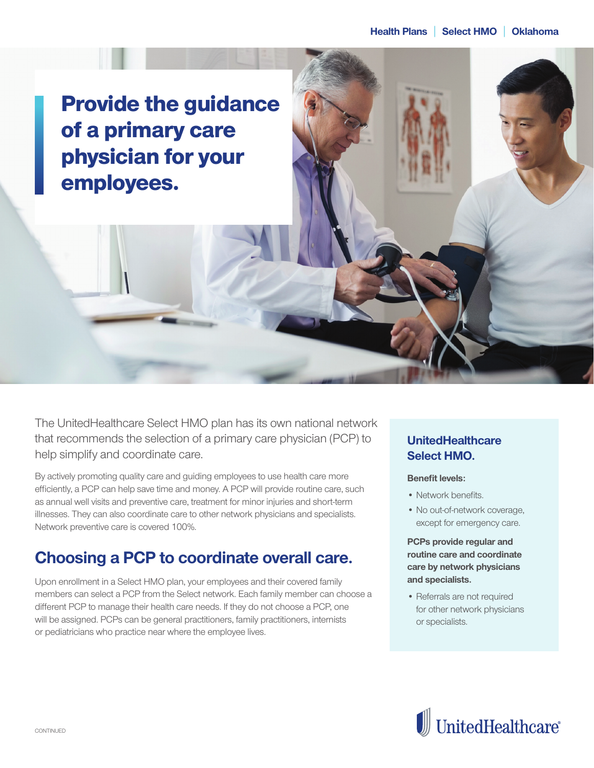Health Plans | Select HMO | Oklahoma

# Provide the guidance of a primary care physician for your employees.

The UnitedHealthcare Select HMO plan has its own national network that recommends the selection of a primary care physician (PCP) to help simplify and coordinate care.

By actively promoting quality care and guiding employees to use health care more efficiently, a PCP can help save time and money. A PCP will provide routine care, such as annual well visits and preventive care, treatment for minor injuries and short-term illnesses. They can also coordinate care to other network physicians and specialists. Network preventive care is covered 100%.

## Choosing a PCP to coordinate overall care.

Upon enrollment in a Select HMO plan, your employees and their covered family members can select a PCP from the Select network. Each family member can choose a different PCP to manage their health care needs. If they do not choose a PCP, one will be assigned. PCPs can be general practitioners, family practitioners, internists or pediatricians who practice near where the employee lives.

### UnitedHealthcare Select HMO.

**Benefit levels:**

- Network benefits.
- No out-of-network coverage, except for emergency care.

**PCPs provide regular and routine care and coordinate care by network physicians and specialists.**

- Referrals are not required for other network physicians or specialists.

UnitedHealthcare

CONTINUED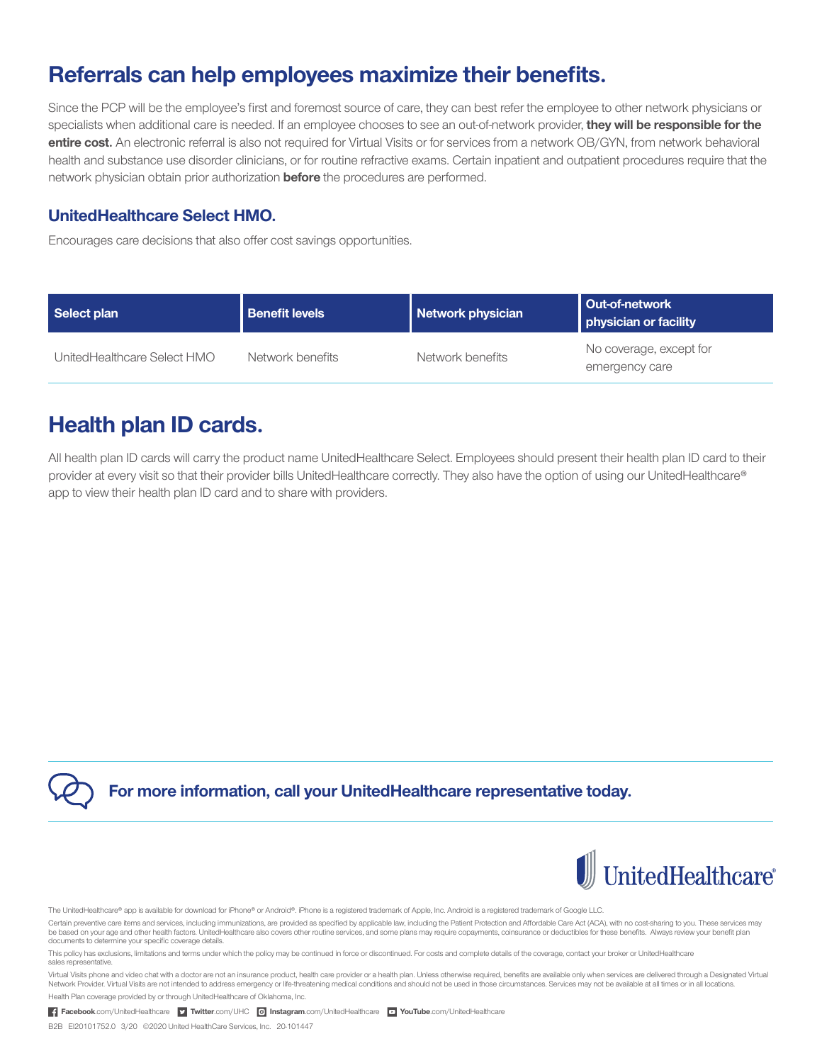## Referrals can help employees maximize their benefits.

Since the PCP will be the employee's first and foremost source of care, they can best refer the employee to other network physicians or specialists when additional care is needed. If an employee chooses to see an out-of-network provider, **they will be responsible for the entire cost.** An electronic referral is also not required for Virtual Visits or for services from a network OB/GYN, from network behavioral health and substance use disorder clinicians, or for routine refractive exams. Certain inpatient and outpatient procedures require that the network physician obtain prior authorization **before** the procedures are performed.

### UnitedHealthcare Select HMO.

Encourages care decisions that also offer cost savings opportunities.

| Select plan | Benefit levels | Network physician | Out-of-network physician or facility |
|---|---|---|---|
| UnitedHealthcare Select HMO | Network benefits | Network benefits | No coverage, except for emergency care |

## Health plan ID cards.

All health plan ID cards will carry the product name UnitedHealthcare Select. Employees should present their health plan ID card to their provider at every visit so that their provider bills UnitedHealthcare correctly. They also have the option of using our UnitedHealthcare® app to view their health plan ID card and to share with providers.

**For more information, call your UnitedHealthcare representative today.**

UnitedHealthcare®

The UnitedHealthcare® app is available for download for iPhone® or Android®. iPhone is a registered trademark of Apple, Inc. Android is a registered trademark of Google LLC.

Certain preventive care items and services, including immunizations, are provided as specified by applicable law, including the Patient Protection and Affordable Care Act (ACA), with no cost-sharing to you. These services may be based on your age and other health factors. UnitedHealthcare also covers other routine services, and some plans may require copayments, coinsurance or deductibles for these benefits. Always review your benefit plan documents to determine your specific coverage details.

This policy has exclusions, limitations and terms under which the policy may be continued in force or discontinued. For costs and complete details of the coverage, contact your broker or UnitedHealthcare sales representative.

Virtual Visits phone and video chat with a doctor are not an insurance product, health care provider or a health plan. Unless otherwise required, benefits are available only when services are delivered through a Designated Virtual Network Provider. Virtual Visits are not intended to address emergency or life-threatening medical conditions and should not be used in those circumstances. Services may not be available at all times or in all locations.

Health Plan coverage provided by or through UnitedHealthcare of Oklahoma, Inc.

**Facebook**.com/UnitedHealthcare **Twitter**.com/UHC **Instagram**.com/UnitedHealthcare **YouTube**.com/UnitedHealthcare

B2B EI20101752.0 3/20 ©2020 United HealthCare Services, Inc. 20-101447